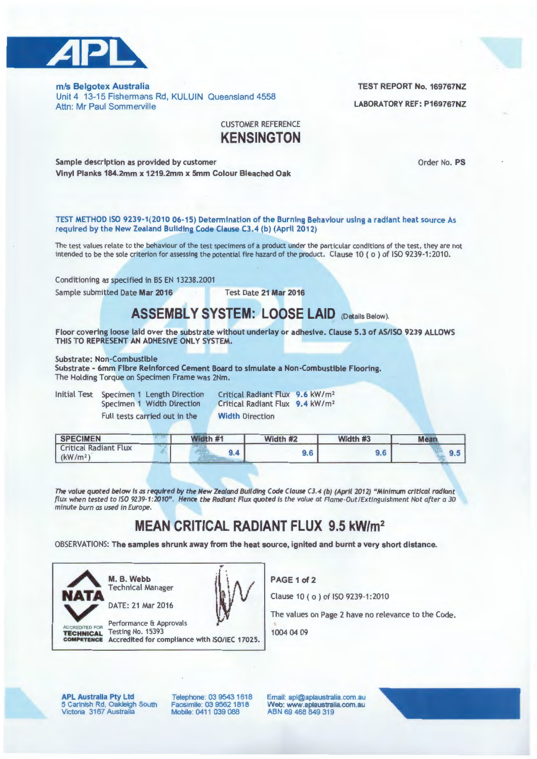**m/s Belgotex Australia**
Unit 4 13-15 Fishermans Rd, KULUIN Queensland 4558
Attn: Mr Paul Sommerville

**TEST REPORT No. 169767NZ**

**LABORATORY REF: P169767NZ**

CUSTOMER REFERENCE

## KENSINGTON

**Sample description as provided by customer**
**Vinyl Planks 184.2mm x 1219.2mm x 5mm Colour Bleached Oak**

Order No. **PS**

**TEST METHOD ISO 9239-1(2010 06-15) Determination of the Burning Behaviour using a radiant heat source As required by the New Zealand Building Code Clause C3.4 (b) (April 2012)**

The test values relate to the behaviour of the test specimens of a product under the particular conditions of the test, they are not intended to be the sole criterion for assessing the potential fire hazard of the product. Clause 10 ( o ) of ISO 9239-1:2010.

Conditioning as specified in BS EN 13238.2001

Sample submitted Date **Mar 2016** Test Date **21 Mar 2016**

## ASSEMBLY SYSTEM: LOOSE LAID (Details Below).

**Floor covering loose laid over the substrate without underlay or adhesive. Clause 5.3 of AS/ISO 9239 ALLOWS THIS TO REPRESENT AN ADHESIVE ONLY SYSTEM.**

**Substrate: Non-Combustible**
**Substrate - 6mm Fibre Reinforced Cement Board to simulate a Non-Combustible Flooring.**
The Holding Torque on Specimen Frame was 2Nm.

Initial Test Specimen 1 Length Direction Critical Radiant Flux **9.6** kW/m²
Specimen 1 Width Direction Critical Radiant Flux **9.4** kW/m²
Full tests carried out in the **Width** Direction

| SPECIMEN | Width #1 | Width #2 | Width #3 | Mean |
|---|---|---|---|---|
| Critical Radiant Flux (kW/m²) | 9.4 | 9.6 | 9.6 | 9.5 |

*The value quoted below is as required by the New Zealand Building Code Clause C3.4 (b) (April 2012) "Minimum critical radiant flux when tested to ISO 9239-1:2010". Hence the Radiant Flux quoted is the value at Flame-Out/Extinguishment Not after a 30 minute burn as used in Europe.*

## MEAN CRITICAL RADIANT FLUX 9.5 kW/m²

OBSERVATIONS: **The samples shrunk away from the heat source, ignited and burnt a very short distance.**

**M. B. Webb**
Technical Manager

DATE: 21 Mar 2016

Performance & Approvals
Testing No. 15393
Accredited for compliance with ISO/IEC 17025.

NATA ACCREDITED FOR TECHNICAL COMPETENCE

**PAGE 1 of 2**

Clause 10 ( o ) of ISO 9239-1:2010

The values on Page 2 have no relevance to the Code.

1004 04 09

**APL Australia Pty Ltd**
5 Carinish Rd, Oakleigh South
Victoria 3167 Australia

Telephone: 03 9543 1618
Facsimile: 03 9562 1818
Mobile: 0411 039 088

Email: apl@aplaustralia.com.au
Web: www.aplaustralia.com.au
ABN 69 468 849 319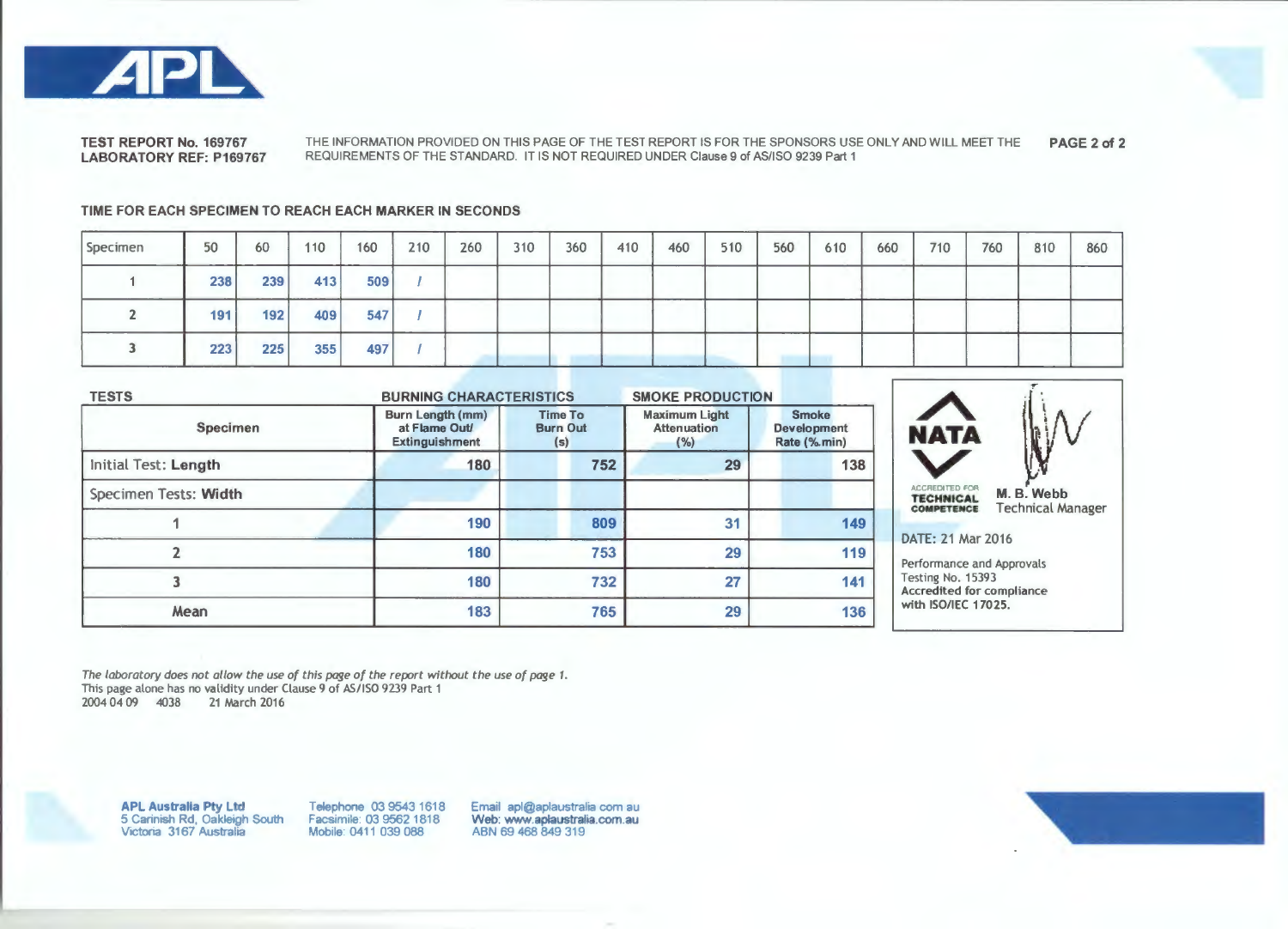**TEST REPORT No. 169767**
**LABORATORY REF: P169767**

THE INFORMATION PROVIDED ON THIS PAGE OF THE TEST REPORT IS FOR THE SPONSORS USE ONLY AND WILL MEET THE REQUIREMENTS OF THE STANDARD. IT IS NOT REQUIRED UNDER Clause 9 of AS/ISO 9239 Part 1

**TIME FOR EACH SPECIMEN TO REACH EACH MARKER IN SECONDS**

| Specimen | 50 | 60 | 110 | 160 | 210 | 260 | 310 | 360 | 410 | 460 | 510 | 560 | 610 | 660 | 710 | 760 | 810 | 860 |
|---|---|---|---|---|---|---|---|---|---|---|---|---|---|---|---|---|---|---|
| 1 | 238 | 239 | 413 | 509 | / | | | | | | | | | | | | | |
| 2 | 191 | 192 | 409 | 547 | / | | | | | | | | | | | | | |
| 3 | 223 | 225 | 355 | 497 | / | | | | | | | | | | | | | |

| TESTS | BURNING CHARACTERISTICS | | SMOKE PRODUCTION | |
|---|---|---|---|---|
| Specimen | Burn Length (mm) at Flame Out/ Extinguishment | Time To Burn Out (s) | Maximum Light Attenuation (%) | Smoke Development Rate (%.min) |
| Initial Test: **Length** | 180 | 752 | 29 | 138 |
| Specimen Tests: **Width** | | | | |
| 1 | 190 | 809 | 31 | 149 |
| 2 | 180 | 753 | 29 | 119 |
| 3 | 180 | 732 | 27 | 141 |
| Mean | 183 | 765 | 29 | 136 |

NATA
ACCREDITED FOR TECHNICAL COMPETENCE

**M. B. Webb**
Technical Manager

DATE: 21 Mar 2016

Performance and Approvals Testing No. 15393
Accredited for compliance with ISO/IEC 17025.

*The laboratory does not allow the use of this page of the report without the use of page 1.*
This page alone has no validity under Clause 9 of AS/ISO 9239 Part 1
2004 04 09 4038 21 March 2016

**APL Australia Pty Ltd**
5 Carinish Rd, Oakleigh South
Victoria 3167 Australia

Telephone 03 9543 1618
Facsimile: 03 9562 1818
Mobile: 0411 039 088

Email apl@aplaustralia.com.au
Web: www.aplaustralia.com.au
ABN 69 468 849 319